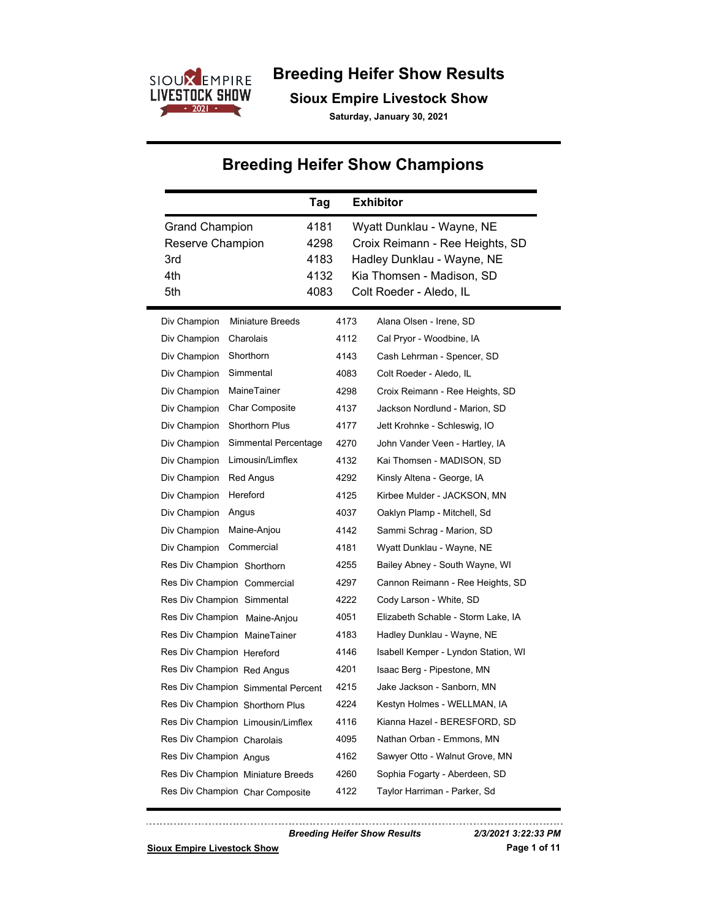# Breeding Heifer Show Results

## Sioux Empire Livestock Show

**Saturday, January 30, 2021**

## Breeding Heifer Show Champions

| | Tag | Exhibitor |
|---|---|---|
| Grand Champion | 4181 | Wyatt Dunklau - Wayne, NE |
| Reserve Champion | 4298 | Croix Reimann - Ree Heights, SD |
| 3rd | 4183 | Hadley Dunklau - Wayne, NE |
| 4th | 4132 | Kia Thomsen - Madison, SD |
| 5th | 4083 | Colt Roeder - Aledo, IL |

| | | Tag | Exhibitor |
|---|---|---|---|
| Div Champion | Miniature Breeds | 4173 | Alana Olsen - Irene, SD |
| Div Champion | Charolais | 4112 | Cal Pryor - Woodbine, IA |
| Div Champion | Shorthorn | 4143 | Cash Lehrman - Spencer, SD |
| Div Champion | Simmental | 4083 | Colt Roeder - Aledo, IL |
| Div Champion | MaineTainer | 4298 | Croix Reimann - Ree Heights, SD |
| Div Champion | Char Composite | 4137 | Jackson Nordlund - Marion, SD |
| Div Champion | Shorthorn Plus | 4177 | Jett Krohnke - Schleswig, IO |
| Div Champion | Simmental Percentage | 4270 | John Vander Veen - Hartley, IA |
| Div Champion | Limousin/Limflex | 4132 | Kai Thomsen - MADISON, SD |
| Div Champion | Red Angus | 4292 | Kinsly Altena - George, IA |
| Div Champion | Hereford | 4125 | Kirbee Mulder - JACKSON, MN |
| Div Champion | Angus | 4037 | Oaklyn Plamp - Mitchell, Sd |
| Div Champion | Maine-Anjou | 4142 | Sammi Schrag - Marion, SD |
| Div Champion | Commercial | 4181 | Wyatt Dunklau - Wayne, NE |
| Res Div Champion | Shorthorn | 4255 | Bailey Abney - South Wayne, WI |
| Res Div Champion | Commercial | 4297 | Cannon Reimann - Ree Heights, SD |
| Res Div Champion | Simmental | 4222 | Cody Larson - White, SD |
| Res Div Champion | Maine-Anjou | 4051 | Elizabeth Schable - Storm Lake, IA |
| Res Div Champion | MaineTainer | 4183 | Hadley Dunklau - Wayne, NE |
| Res Div Champion | Hereford | 4146 | Isabell Kemper - Lyndon Station, WI |
| Res Div Champion | Red Angus | 4201 | Isaac Berg - Pipestone, MN |
| Res Div Champion | Simmental Percent | 4215 | Jake Jackson - Sanborn, MN |
| Res Div Champion | Shorthorn Plus | 4224 | Kestyn Holmes - WELLMAN, IA |
| Res Div Champion | Limousin/Limflex | 4116 | Kianna Hazel - BERESFORD, SD |
| Res Div Champion | Charolais | 4095 | Nathan Orban - Emmons, MN |
| Res Div Champion | Angus | 4162 | Sawyer Otto - Walnut Grove, MN |
| Res Div Champion | Miniature Breeds | 4260 | Sophia Fogarty - Aberdeen, SD |
| Res Div Champion | Char Composite | 4122 | Taylor Harriman - Parker, Sd |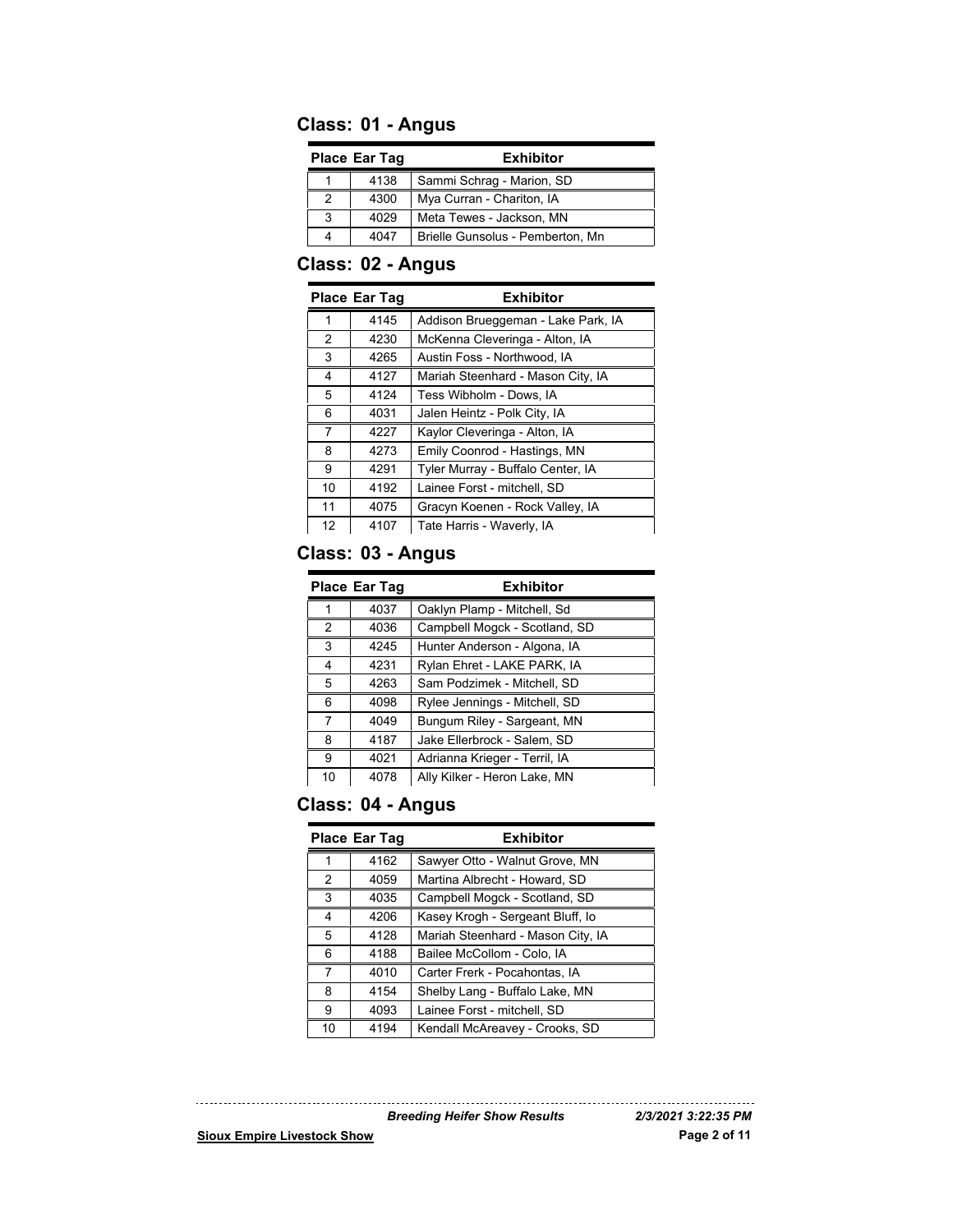## Class: 01 - Angus

| Place | Ear Tag | Exhibitor |
|---|---|---|
| 1 | 4138 | Sammi Schrag - Marion, SD |
| 2 | 4300 | Mya Curran - Chariton, IA |
| 3 | 4029 | Meta Tewes - Jackson, MN |
| 4 | 4047 | Brielle Gunsolus - Pemberton, Mn |

## Class: 02 - Angus

| Place | Ear Tag | Exhibitor |
|---|---|---|
| 1 | 4145 | Addison Brueggeman - Lake Park, IA |
| 2 | 4230 | McKenna Cleveringa - Alton, IA |
| 3 | 4265 | Austin Foss - Northwood, IA |
| 4 | 4127 | Mariah Steenhard - Mason City, IA |
| 5 | 4124 | Tess Wibholm - Dows, IA |
| 6 | 4031 | Jalen Heintz - Polk City, IA |
| 7 | 4227 | Kaylor Cleveringa - Alton, IA |
| 8 | 4273 | Emily Coonrod - Hastings, MN |
| 9 | 4291 | Tyler Murray - Buffalo Center, IA |
| 10 | 4192 | Lainee Forst - mitchell, SD |
| 11 | 4075 | Gracyn Koenen - Rock Valley, IA |
| 12 | 4107 | Tate Harris - Waverly, IA |

## Class: 03 - Angus

| Place | Ear Tag | Exhibitor |
|---|---|---|
| 1 | 4037 | Oaklyn Plamp - Mitchell, Sd |
| 2 | 4036 | Campbell Mogck - Scotland, SD |
| 3 | 4245 | Hunter Anderson - Algona, IA |
| 4 | 4231 | Rylan Ehret - LAKE PARK, IA |
| 5 | 4263 | Sam Podzimek - Mitchell, SD |
| 6 | 4098 | Rylee Jennings - Mitchell, SD |
| 7 | 4049 | Bungum Riley - Sargeant, MN |
| 8 | 4187 | Jake Ellerbrock - Salem, SD |
| 9 | 4021 | Adrianna Krieger - Terril, IA |
| 10 | 4078 | Ally Kilker - Heron Lake, MN |

## Class: 04 - Angus

| Place | Ear Tag | Exhibitor |
|---|---|---|
| 1 | 4162 | Sawyer Otto - Walnut Grove, MN |
| 2 | 4059 | Martina Albrecht - Howard, SD |
| 3 | 4035 | Campbell Mogck - Scotland, SD |
| 4 | 4206 | Kasey Krogh - Sergeant Bluff, Io |
| 5 | 4128 | Mariah Steenhard - Mason City, IA |
| 6 | 4188 | Bailee McCollom - Colo, IA |
| 7 | 4010 | Carter Frerk - Pocahontas, IA |
| 8 | 4154 | Shelby Lang - Buffalo Lake, MN |
| 9 | 4093 | Lainee Forst - mitchell, SD |
| 10 | 4194 | Kendall McAreavey - Crooks, SD |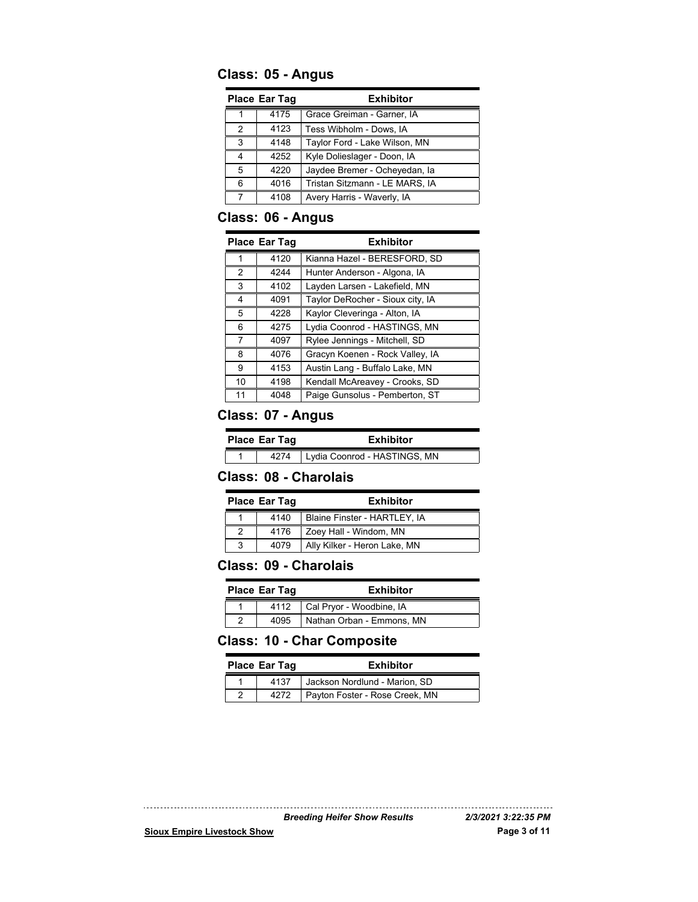## Class: 05 - Angus

| Place | Ear Tag | Exhibitor |
|---|---|---|
| 1 | 4175 | Grace Greiman - Garner, IA |
| 2 | 4123 | Tess Wibholm - Dows, IA |
| 3 | 4148 | Taylor Ford - Lake Wilson, MN |
| 4 | 4252 | Kyle Dolieslager - Doon, IA |
| 5 | 4220 | Jaydee Bremer - Ocheyedan, Ia |
| 6 | 4016 | Tristan Sitzmann - LE MARS, IA |
| 7 | 4108 | Avery Harris - Waverly, IA |

## Class: 06 - Angus

| Place | Ear Tag | Exhibitor |
|---|---|---|
| 1 | 4120 | Kianna Hazel - BERESFORD, SD |
| 2 | 4244 | Hunter Anderson - Algona, IA |
| 3 | 4102 | Layden Larsen - Lakefield, MN |
| 4 | 4091 | Taylor DeRocher - Sioux city, IA |
| 5 | 4228 | Kaylor Cleveringa - Alton, IA |
| 6 | 4275 | Lydia Coonrod - HASTINGS, MN |
| 7 | 4097 | Rylee Jennings - Mitchell, SD |
| 8 | 4076 | Gracyn Koenen - Rock Valley, IA |
| 9 | 4153 | Austin Lang - Buffalo Lake, MN |
| 10 | 4198 | Kendall McAreavey - Crooks, SD |
| 11 | 4048 | Paige Gunsolus - Pemberton, ST |

## Class: 07 - Angus

| Place | Ear Tag | Exhibitor |
|---|---|---|
| 1 | 4274 | Lydia Coonrod - HASTINGS, MN |

## Class: 08 - Charolais

| Place | Ear Tag | Exhibitor |
|---|---|---|
| 1 | 4140 | Blaine Finster - HARTLEY, IA |
| 2 | 4176 | Zoey Hall - Windom, MN |
| 3 | 4079 | Ally Kilker - Heron Lake, MN |

## Class: 09 - Charolais

| Place | Ear Tag | Exhibitor |
|---|---|---|
| 1 | 4112 | Cal Pryor - Woodbine, IA |
| 2 | 4095 | Nathan Orban - Emmons, MN |

## Class: 10 - Char Composite

| Place | Ear Tag | Exhibitor |
|---|---|---|
| 1 | 4137 | Jackson Nordlund - Marion, SD |
| 2 | 4272 | Payton Foster - Rose Creek, MN |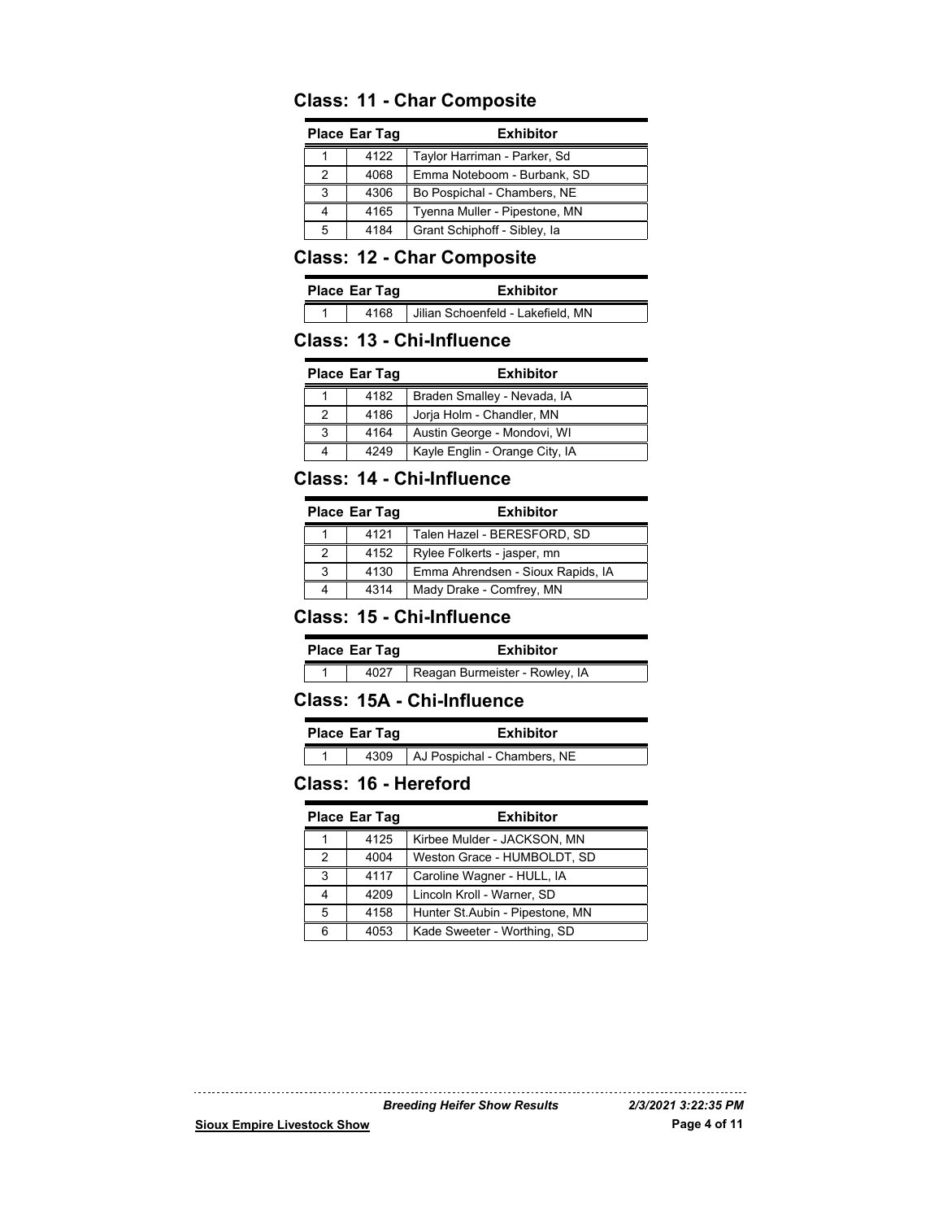## Class: 11 - Char Composite

| Place | Ear Tag | Exhibitor |
|---|---|---|
| 1 | 4122 | Taylor Harriman - Parker, Sd |
| 2 | 4068 | Emma Noteboom - Burbank, SD |
| 3 | 4306 | Bo Pospichal - Chambers, NE |
| 4 | 4165 | Tyenna Muller - Pipestone, MN |
| 5 | 4184 | Grant Schiphoff - Sibley, Ia |

## Class: 12 - Char Composite

| Place | Ear Tag | Exhibitor |
|---|---|---|
| 1 | 4168 | Jilian Schoenfeld - Lakefield, MN |

## Class: 13 - Chi-Influence

| Place | Ear Tag | Exhibitor |
|---|---|---|
| 1 | 4182 | Braden Smalley - Nevada, IA |
| 2 | 4186 | Jorja Holm - Chandler, MN |
| 3 | 4164 | Austin George - Mondovi, WI |
| 4 | 4249 | Kayle Englin - Orange City, IA |

## Class: 14 - Chi-Influence

| Place | Ear Tag | Exhibitor |
|---|---|---|
| 1 | 4121 | Talen Hazel - BERESFORD, SD |
| 2 | 4152 | Rylee Folkerts - jasper, mn |
| 3 | 4130 | Emma Ahrendsen - Sioux Rapids, IA |
| 4 | 4314 | Mady Drake - Comfrey, MN |

## Class: 15 - Chi-Influence

| Place | Ear Tag | Exhibitor |
|---|---|---|
| 1 | 4027 | Reagan Burmeister - Rowley, IA |

## Class: 15A - Chi-Influence

| Place | Ear Tag | Exhibitor |
|---|---|---|
| 1 | 4309 | AJ Pospichal - Chambers, NE |

## Class: 16 - Hereford

| Place | Ear Tag | Exhibitor |
|---|---|---|
| 1 | 4125 | Kirbee Mulder - JACKSON, MN |
| 2 | 4004 | Weston Grace - HUMBOLDT, SD |
| 3 | 4117 | Caroline Wagner - HULL, IA |
| 4 | 4209 | Lincoln Kroll - Warner, SD |
| 5 | 4158 | Hunter St.Aubin - Pipestone, MN |
| 6 | 4053 | Kade Sweeter - Worthing, SD |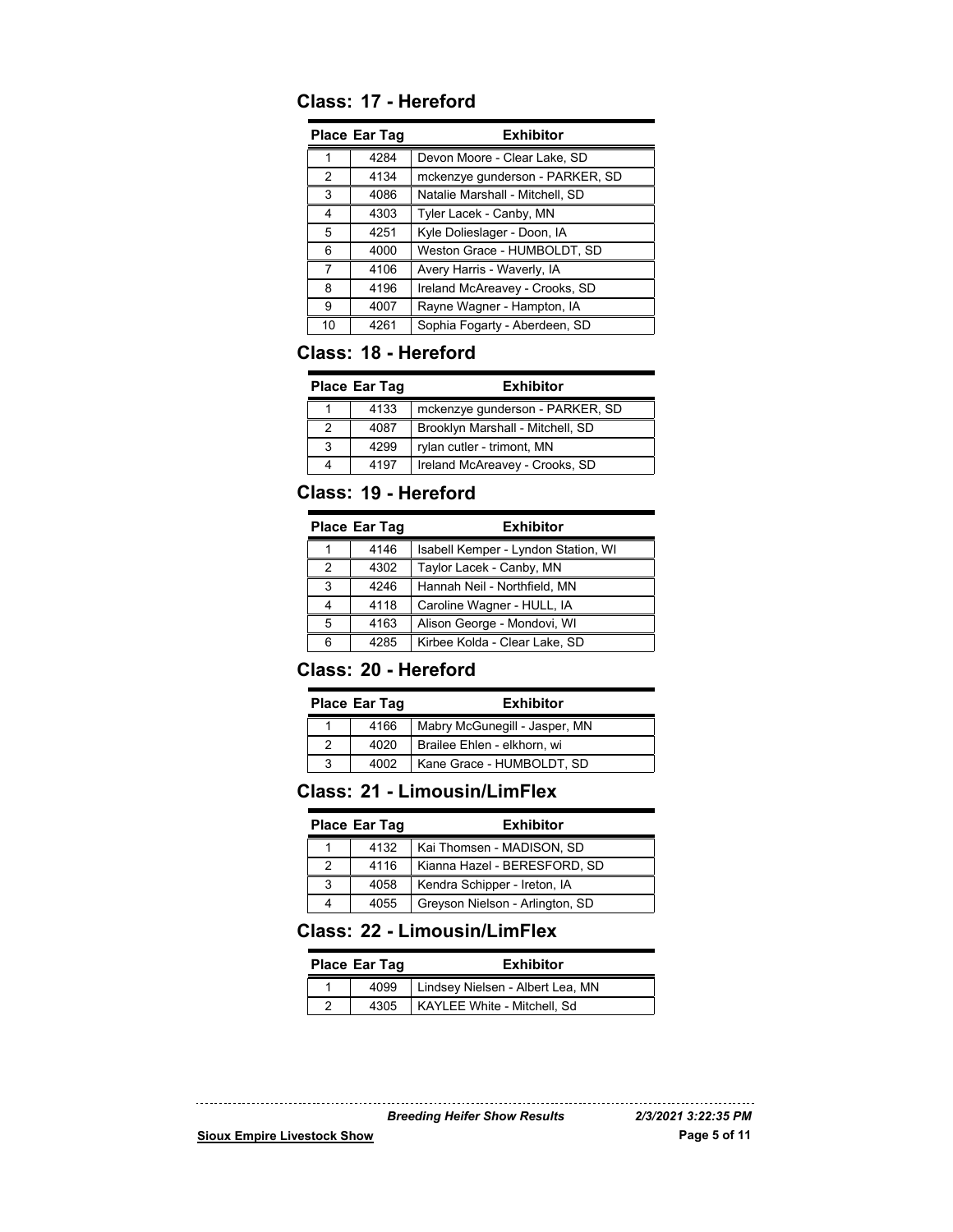## Class: 17 - Hereford

| Place | Ear Tag | Exhibitor |
|---|---|---|
| 1 | 4284 | Devon Moore - Clear Lake, SD |
| 2 | 4134 | mckenzye gunderson - PARKER, SD |
| 3 | 4086 | Natalie Marshall - Mitchell, SD |
| 4 | 4303 | Tyler Lacek - Canby, MN |
| 5 | 4251 | Kyle Dolieslager - Doon, IA |
| 6 | 4000 | Weston Grace - HUMBOLDT, SD |
| 7 | 4106 | Avery Harris - Waverly, IA |
| 8 | 4196 | Ireland McAreavey - Crooks, SD |
| 9 | 4007 | Rayne Wagner - Hampton, IA |
| 10 | 4261 | Sophia Fogarty - Aberdeen, SD |

## Class: 18 - Hereford

| Place | Ear Tag | Exhibitor |
|---|---|---|
| 1 | 4133 | mckenzye gunderson - PARKER, SD |
| 2 | 4087 | Brooklyn Marshall - Mitchell, SD |
| 3 | 4299 | rylan cutler - trimont, MN |
| 4 | 4197 | Ireland McAreavey - Crooks, SD |

## Class: 19 - Hereford

| Place | Ear Tag | Exhibitor |
|---|---|---|
| 1 | 4146 | Isabell Kemper - Lyndon Station, WI |
| 2 | 4302 | Taylor Lacek - Canby, MN |
| 3 | 4246 | Hannah Neil - Northfield, MN |
| 4 | 4118 | Caroline Wagner - HULL, IA |
| 5 | 4163 | Alison George - Mondovi, WI |
| 6 | 4285 | Kirbee Kolda - Clear Lake, SD |

## Class: 20 - Hereford

| Place | Ear Tag | Exhibitor |
|---|---|---|
| 1 | 4166 | Mabry McGunegill - Jasper, MN |
| 2 | 4020 | Brailee Ehlen - elkhorn, wi |
| 3 | 4002 | Kane Grace - HUMBOLDT, SD |

## Class: 21 - Limousin/LimFlex

| Place | Ear Tag | Exhibitor |
|---|---|---|
| 1 | 4132 | Kai Thomsen - MADISON, SD |
| 2 | 4116 | Kianna Hazel - BERESFORD, SD |
| 3 | 4058 | Kendra Schipper - Ireton, IA |
| 4 | 4055 | Greyson Nielson - Arlington, SD |

## Class: 22 - Limousin/LimFlex

| Place | Ear Tag | Exhibitor |
|---|---|---|
| 1 | 4099 | Lindsey Nielsen - Albert Lea, MN |
| 2 | 4305 | KAYLEE White - Mitchell, Sd |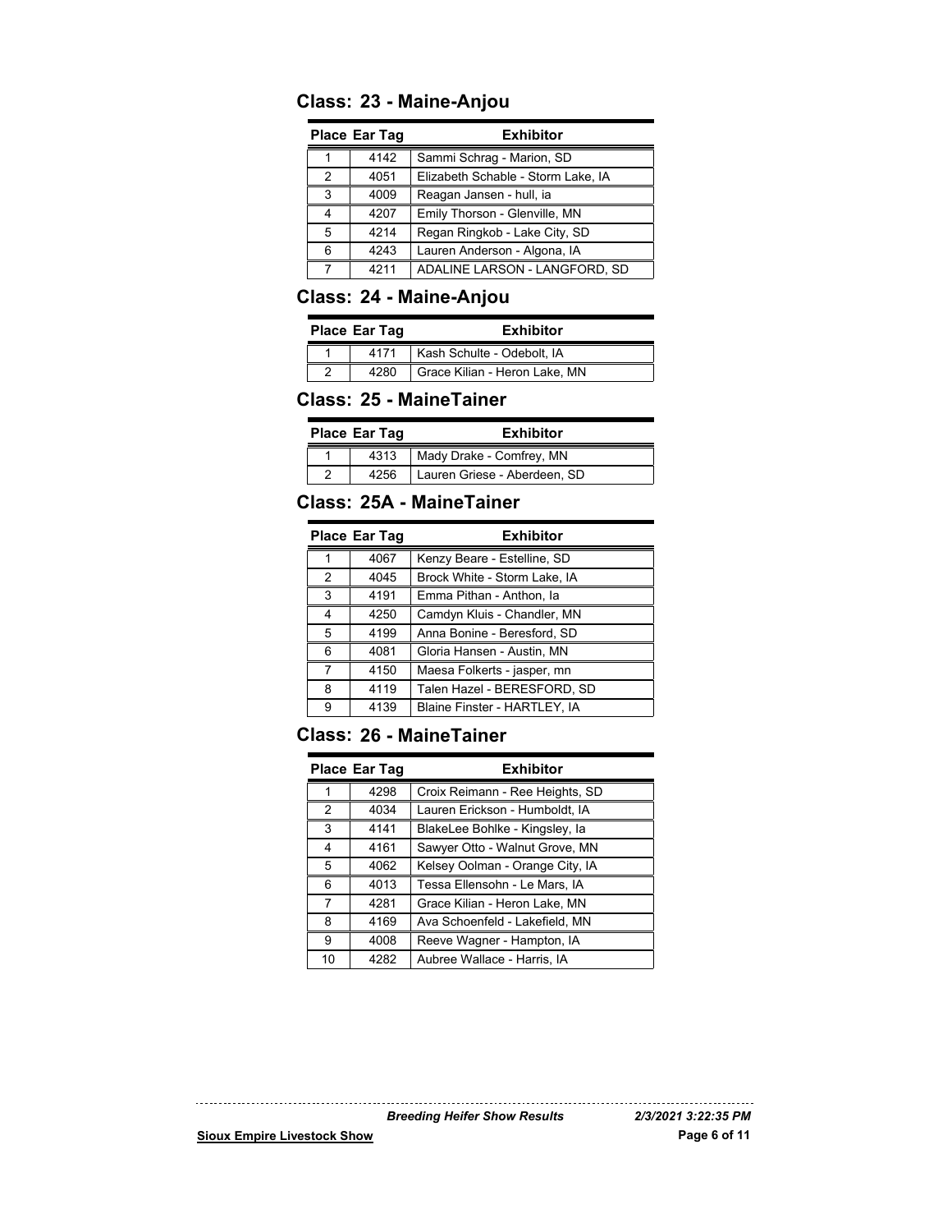## Class: 23 - Maine-Anjou

| Place | Ear Tag | Exhibitor |
|---|---|---|
| 1 | 4142 | Sammi Schrag - Marion, SD |
| 2 | 4051 | Elizabeth Schable - Storm Lake, IA |
| 3 | 4009 | Reagan Jansen - hull, ia |
| 4 | 4207 | Emily Thorson - Glenville, MN |
| 5 | 4214 | Regan Ringkob - Lake City, SD |
| 6 | 4243 | Lauren Anderson - Algona, IA |
| 7 | 4211 | ADALINE LARSON - LANGFORD, SD |

## Class: 24 - Maine-Anjou

| Place | Ear Tag | Exhibitor |
|---|---|---|
| 1 | 4171 | Kash Schulte - Odebolt, IA |
| 2 | 4280 | Grace Kilian - Heron Lake, MN |

## Class: 25 - MaineTainer

| Place | Ear Tag | Exhibitor |
|---|---|---|
| 1 | 4313 | Mady Drake - Comfrey, MN |
| 2 | 4256 | Lauren Griese - Aberdeen, SD |

## Class: 25A - MaineTainer

| Place | Ear Tag | Exhibitor |
|---|---|---|
| 1 | 4067 | Kenzy Beare - Estelline, SD |
| 2 | 4045 | Brock White - Storm Lake, IA |
| 3 | 4191 | Emma Pithan - Anthon, Ia |
| 4 | 4250 | Camdyn Kluis - Chandler, MN |
| 5 | 4199 | Anna Bonine - Beresford, SD |
| 6 | 4081 | Gloria Hansen - Austin, MN |
| 7 | 4150 | Maesa Folkerts - jasper, mn |
| 8 | 4119 | Talen Hazel - BERESFORD, SD |
| 9 | 4139 | Blaine Finster - HARTLEY, IA |

## Class: 26 - MaineTainer

| Place | Ear Tag | Exhibitor |
|---|---|---|
| 1 | 4298 | Croix Reimann - Ree Heights, SD |
| 2 | 4034 | Lauren Erickson - Humboldt, IA |
| 3 | 4141 | BlakeLee Bohlke - Kingsley, Ia |
| 4 | 4161 | Sawyer Otto - Walnut Grove, MN |
| 5 | 4062 | Kelsey Oolman - Orange City, IA |
| 6 | 4013 | Tessa Ellensohn - Le Mars, IA |
| 7 | 4281 | Grace Kilian - Heron Lake, MN |
| 8 | 4169 | Ava Schoenfeld - Lakefield, MN |
| 9 | 4008 | Reeve Wagner - Hampton, IA |
| 10 | 4282 | Aubree Wallace - Harris, IA |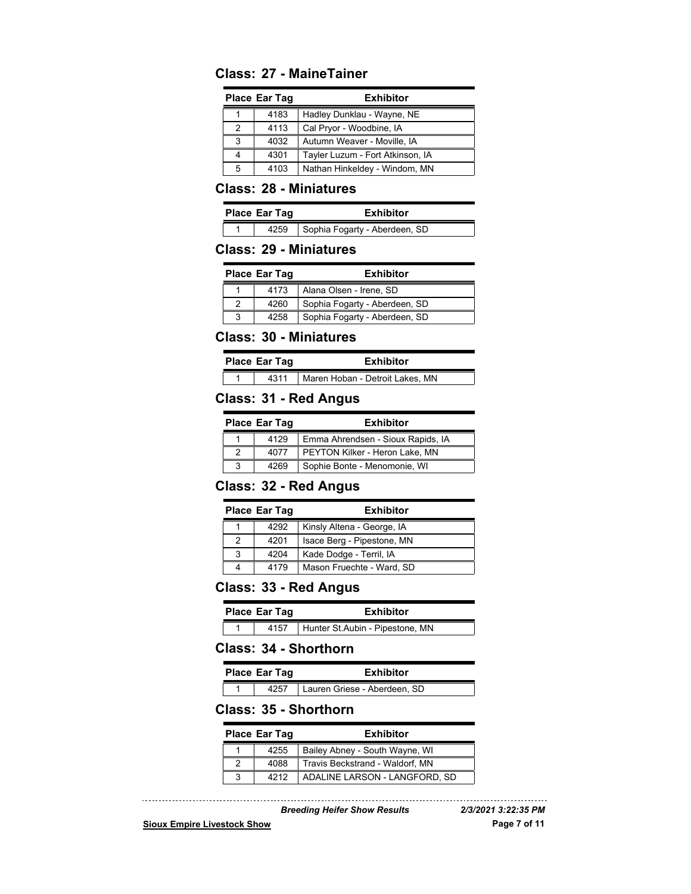## Class: 27 - MaineTainer

| Place | Ear Tag | Exhibitor |
|---|---|---|
| 1 | 4183 | Hadley Dunklau - Wayne, NE |
| 2 | 4113 | Cal Pryor - Woodbine, IA |
| 3 | 4032 | Autumn Weaver - Moville, IA |
| 4 | 4301 | Tayler Luzum - Fort Atkinson, IA |
| 5 | 4103 | Nathan Hinkeldey - Windom, MN |

## Class: 28 - Miniatures

| Place | Ear Tag | Exhibitor |
|---|---|---|
| 1 | 4259 | Sophia Fogarty - Aberdeen, SD |

## Class: 29 - Miniatures

| Place | Ear Tag | Exhibitor |
|---|---|---|
| 1 | 4173 | Alana Olsen - Irene, SD |
| 2 | 4260 | Sophia Fogarty - Aberdeen, SD |
| 3 | 4258 | Sophia Fogarty - Aberdeen, SD |

## Class: 30 - Miniatures

| Place | Ear Tag | Exhibitor |
|---|---|---|
| 1 | 4311 | Maren Hoban - Detroit Lakes, MN |

## Class: 31 - Red Angus

| Place | Ear Tag | Exhibitor |
|---|---|---|
| 1 | 4129 | Emma Ahrendsen - Sioux Rapids, IA |
| 2 | 4077 | PEYTON Kilker - Heron Lake, MN |
| 3 | 4269 | Sophie Bonte - Menomonie, WI |

## Class: 32 - Red Angus

| Place | Ear Tag | Exhibitor |
|---|---|---|
| 1 | 4292 | Kinsly Altena - George, IA |
| 2 | 4201 | Isace Berg - Pipestone, MN |
| 3 | 4204 | Kade Dodge - Terril, IA |
| 4 | 4179 | Mason Fruechte - Ward, SD |

## Class: 33 - Red Angus

| Place | Ear Tag | Exhibitor |
|---|---|---|
| 1 | 4157 | Hunter St.Aubin - Pipestone, MN |

## Class: 34 - Shorthorn

| Place | Ear Tag | Exhibitor |
|---|---|---|
| 1 | 4257 | Lauren Griese - Aberdeen, SD |

## Class: 35 - Shorthorn

| Place | Ear Tag | Exhibitor |
|---|---|---|
| 1 | 4255 | Bailey Abney - South Wayne, WI |
| 2 | 4088 | Travis Beckstrand - Waldorf, MN |
| 3 | 4212 | ADALINE LARSON - LANGFORD, SD |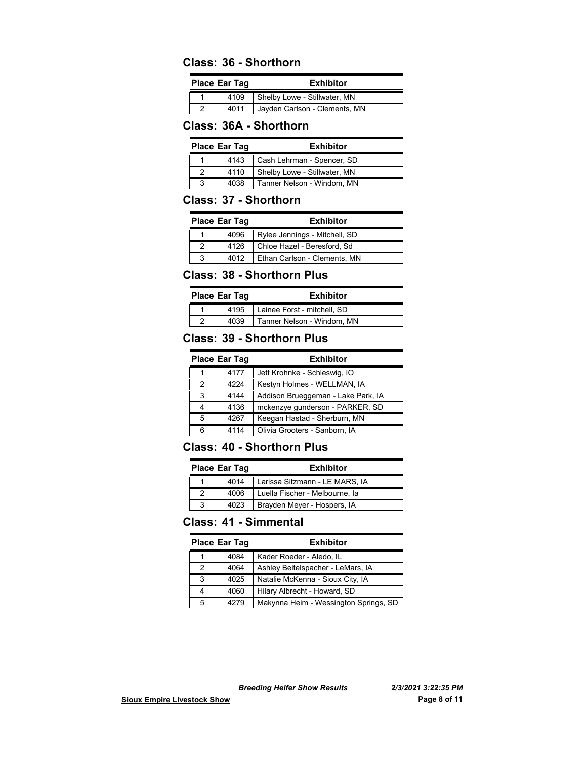## Class: 36 - Shorthorn

| Place | Ear Tag | Exhibitor |
|---|---|---|
| 1 | 4109 | Shelby Lowe - Stillwater, MN |
| 2 | 4011 | Jayden Carlson - Clements, MN |

## Class: 36A - Shorthorn

| Place | Ear Tag | Exhibitor |
|---|---|---|
| 1 | 4143 | Cash Lehrman - Spencer, SD |
| 2 | 4110 | Shelby Lowe - Stillwater, MN |
| 3 | 4038 | Tanner Nelson - Windom, MN |

## Class: 37 - Shorthorn

| Place | Ear Tag | Exhibitor |
|---|---|---|
| 1 | 4096 | Rylee Jennings - Mitchell, SD |
| 2 | 4126 | Chloe Hazel - Beresford, Sd |
| 3 | 4012 | Ethan Carlson - Clements, MN |

## Class: 38 - Shorthorn Plus

| Place | Ear Tag | Exhibitor |
|---|---|---|
| 1 | 4195 | Lainee Forst - mitchell, SD |
| 2 | 4039 | Tanner Nelson - Windom, MN |

## Class: 39 - Shorthorn Plus

| Place | Ear Tag | Exhibitor |
|---|---|---|
| 1 | 4177 | Jett Krohnke - Schleswig, IO |
| 2 | 4224 | Kestyn Holmes - WELLMAN, IA |
| 3 | 4144 | Addison Brueggeman - Lake Park, IA |
| 4 | 4136 | mckenzye gunderson - PARKER, SD |
| 5 | 4267 | Keegan Hastad - Sherburn, MN |
| 6 | 4114 | Olivia Grooters - Sanborn, IA |

## Class: 40 - Shorthorn Plus

| Place | Ear Tag | Exhibitor |
|---|---|---|
| 1 | 4014 | Larissa Sitzmann - LE MARS, IA |
| 2 | 4006 | Luella Fischer - Melbourne, Ia |
| 3 | 4023 | Brayden Meyer - Hospers, IA |

## Class: 41 - Simmental

| Place | Ear Tag | Exhibitor |
|---|---|---|
| 1 | 4084 | Kader Roeder - Aledo, IL |
| 2 | 4064 | Ashley Beitelspacher - LeMars, IA |
| 3 | 4025 | Natalie McKenna - Sioux City, IA |
| 4 | 4060 | Hilary Albrecht - Howard, SD |
| 5 | 4279 | Makynna Heim - Wessington Springs, SD |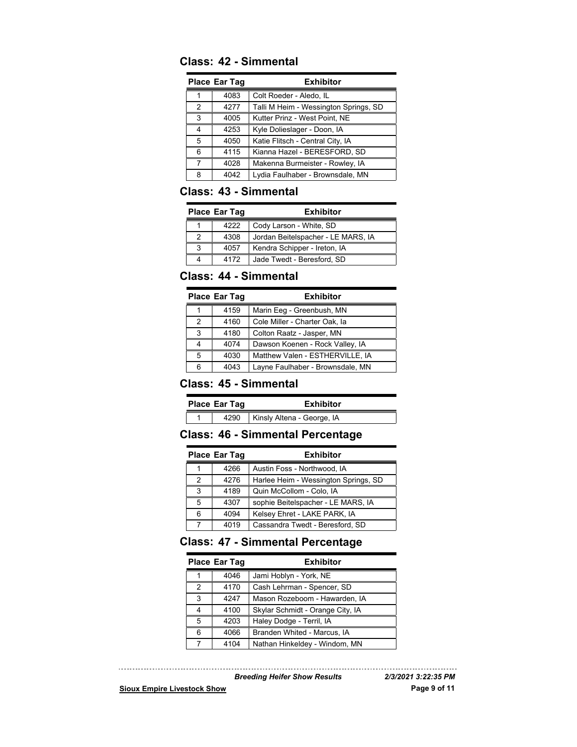## Class: 42 - Simmental

| Place | Ear Tag | Exhibitor |
|---|---|---|
| 1 | 4083 | Colt Roeder - Aledo, IL |
| 2 | 4277 | Talli M Heim - Wessington Springs, SD |
| 3 | 4005 | Kutter Prinz - West Point, NE |
| 4 | 4253 | Kyle Dolieslager - Doon, IA |
| 5 | 4050 | Katie Flitsch - Central City, IA |
| 6 | 4115 | Kianna Hazel - BERESFORD, SD |
| 7 | 4028 | Makenna Burmeister - Rowley, IA |
| 8 | 4042 | Lydia Faulhaber - Brownsdale, MN |

## Class: 43 - Simmental

| Place | Ear Tag | Exhibitor |
|---|---|---|
| 1 | 4222 | Cody Larson - White, SD |
| 2 | 4308 | Jordan Beitelspacher - LE MARS, IA |
| 3 | 4057 | Kendra Schipper - Ireton, IA |
| 4 | 4172 | Jade Twedt - Beresford, SD |

## Class: 44 - Simmental

| Place | Ear Tag | Exhibitor |
|---|---|---|
| 1 | 4159 | Marin Eeg - Greenbush, MN |
| 2 | 4160 | Cole Miller - Charter Oak, Ia |
| 3 | 4180 | Colton Raatz - Jasper, MN |
| 4 | 4074 | Dawson Koenen - Rock Valley, IA |
| 5 | 4030 | Matthew Valen - ESTHERVILLE, IA |
| 6 | 4043 | Layne Faulhaber - Brownsdale, MN |

## Class: 45 - Simmental

| Place | Ear Tag | Exhibitor |
|---|---|---|
| 1 | 4290 | Kinsly Altena - George, IA |

## Class: 46 - Simmental Percentage

| Place | Ear Tag | Exhibitor |
|---|---|---|
| 1 | 4266 | Austin Foss - Northwood, IA |
| 2 | 4276 | Harlee Heim - Wessington Springs, SD |
| 3 | 4189 | Quin McCollom - Colo, IA |
| 5 | 4307 | sophie Beitelspacher - LE MARS, IA |
| 6 | 4094 | Kelsey Ehret - LAKE PARK, IA |
| 7 | 4019 | Cassandra Twedt - Beresford, SD |

## Class: 47 - Simmental Percentage

| Place | Ear Tag | Exhibitor |
|---|---|---|
| 1 | 4046 | Jami Hoblyn - York, NE |
| 2 | 4170 | Cash Lehrman - Spencer, SD |
| 3 | 4247 | Mason Rozeboom - Hawarden, IA |
| 4 | 4100 | Skylar Schmidt - Orange City, IA |
| 5 | 4203 | Haley Dodge - Terril, IA |
| 6 | 4066 | Branden Whited - Marcus, IA |
| 7 | 4104 | Nathan Hinkeldey - Windom, MN |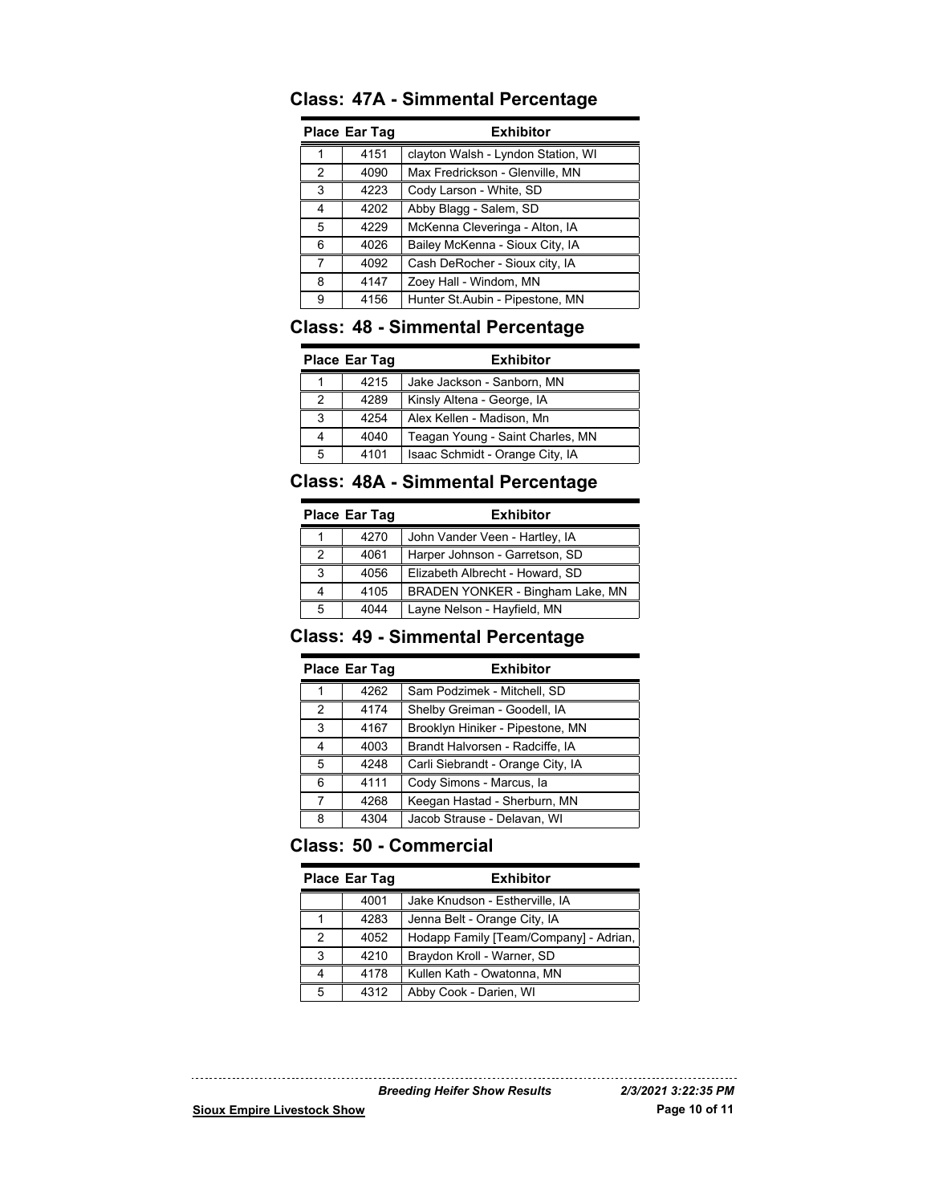## Class: 47A - Simmental Percentage

| Place | Ear Tag | Exhibitor |
|---|---|---|
| 1 | 4151 | clayton Walsh - Lyndon Station, WI |
| 2 | 4090 | Max Fredrickson - Glenville, MN |
| 3 | 4223 | Cody Larson - White, SD |
| 4 | 4202 | Abby Blagg - Salem, SD |
| 5 | 4229 | McKenna Cleveringa - Alton, IA |
| 6 | 4026 | Bailey McKenna - Sioux City, IA |
| 7 | 4092 | Cash DeRocher - Sioux city, IA |
| 8 | 4147 | Zoey Hall - Windom, MN |
| 9 | 4156 | Hunter St.Aubin - Pipestone, MN |

## Class: 48 - Simmental Percentage

| Place | Ear Tag | Exhibitor |
|---|---|---|
| 1 | 4215 | Jake Jackson - Sanborn, MN |
| 2 | 4289 | Kinsly Altena - George, IA |
| 3 | 4254 | Alex Kellen - Madison, Mn |
| 4 | 4040 | Teagan Young - Saint Charles, MN |
| 5 | 4101 | Isaac Schmidt - Orange City, IA |

## Class: 48A - Simmental Percentage

| Place | Ear Tag | Exhibitor |
|---|---|---|
| 1 | 4270 | John Vander Veen - Hartley, IA |
| 2 | 4061 | Harper Johnson - Garretson, SD |
| 3 | 4056 | Elizabeth Albrecht - Howard, SD |
| 4 | 4105 | BRADEN YONKER - Bingham Lake, MN |
| 5 | 4044 | Layne Nelson - Hayfield, MN |

## Class: 49 - Simmental Percentage

| Place | Ear Tag | Exhibitor |
|---|---|---|
| 1 | 4262 | Sam Podzimek - Mitchell, SD |
| 2 | 4174 | Shelby Greiman - Goodell, IA |
| 3 | 4167 | Brooklyn Hiniker - Pipestone, MN |
| 4 | 4003 | Brandt Halvorsen - Radciffe, IA |
| 5 | 4248 | Carli Siebrandt - Orange City, IA |
| 6 | 4111 | Cody Simons - Marcus, Ia |
| 7 | 4268 | Keegan Hastad - Sherburn, MN |
| 8 | 4304 | Jacob Strause - Delavan, WI |

## Class: 50 - Commercial

| Place | Ear Tag | Exhibitor |
|---|---|---|
| | 4001 | Jake Knudson - Estherville, IA |
| 1 | 4283 | Jenna Belt - Orange City, IA |
| 2 | 4052 | Hodapp Family [Team/Company] - Adrian, |
| 3 | 4210 | Braydon Kroll - Warner, SD |
| 4 | 4178 | Kullen Kath - Owatonna, MN |
| 5 | 4312 | Abby Cook - Darien, WI |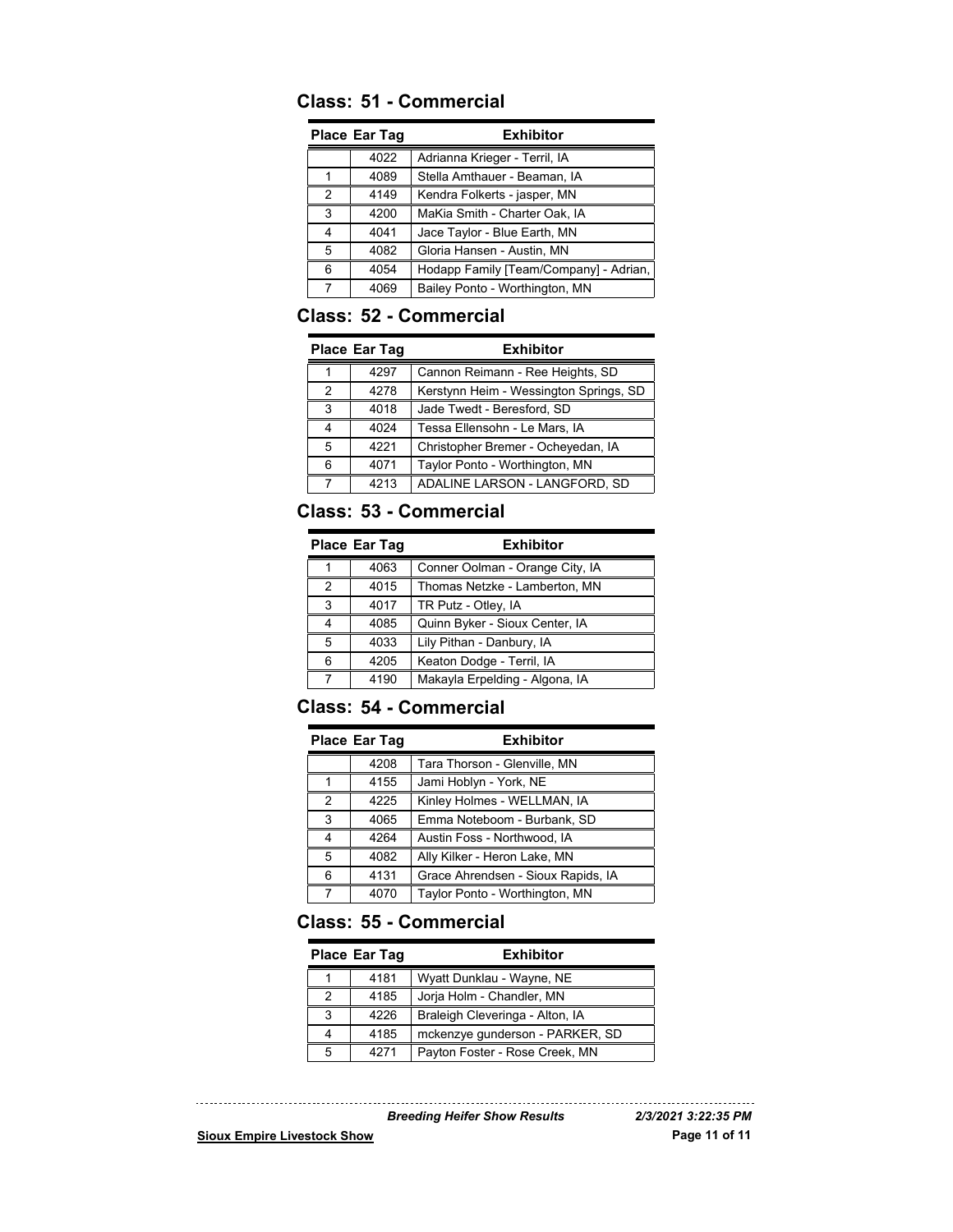## Class: 51 - Commercial

| Place | Ear Tag | Exhibitor |
|---|---|---|
| | 4022 | Adrianna Krieger - Terril, IA |
| 1 | 4089 | Stella Amthauer - Beaman, IA |
| 2 | 4149 | Kendra Folkerts - jasper, MN |
| 3 | 4200 | MaKia Smith - Charter Oak, IA |
| 4 | 4041 | Jace Taylor - Blue Earth, MN |
| 5 | 4082 | Gloria Hansen - Austin, MN |
| 6 | 4054 | Hodapp Family [Team/Company] - Adrian, |
| 7 | 4069 | Bailey Ponto - Worthington, MN |

## Class: 52 - Commercial

| Place | Ear Tag | Exhibitor |
|---|---|---|
| 1 | 4297 | Cannon Reimann - Ree Heights, SD |
| 2 | 4278 | Kerstynn Heim - Wessington Springs, SD |
| 3 | 4018 | Jade Twedt - Beresford, SD |
| 4 | 4024 | Tessa Ellensohn - Le Mars, IA |
| 5 | 4221 | Christopher Bremer - Ocheyedan, IA |
| 6 | 4071 | Taylor Ponto - Worthington, MN |
| 7 | 4213 | ADALINE LARSON - LANGFORD, SD |

## Class: 53 - Commercial

| Place | Ear Tag | Exhibitor |
|---|---|---|
| 1 | 4063 | Conner Oolman - Orange City, IA |
| 2 | 4015 | Thomas Netzke - Lamberton, MN |
| 3 | 4017 | TR Putz - Otley, IA |
| 4 | 4085 | Quinn Byker - Sioux Center, IA |
| 5 | 4033 | Lily Pithan - Danbury, IA |
| 6 | 4205 | Keaton Dodge - Terril, IA |
| 7 | 4190 | Makayla Erpelding - Algona, IA |

## Class: 54 - Commercial

| Place | Ear Tag | Exhibitor |
|---|---|---|
| | 4208 | Tara Thorson - Glenville, MN |
| 1 | 4155 | Jami Hoblyn - York, NE |
| 2 | 4225 | Kinley Holmes - WELLMAN, IA |
| 3 | 4065 | Emma Noteboom - Burbank, SD |
| 4 | 4264 | Austin Foss - Northwood, IA |
| 5 | 4082 | Ally Kilker - Heron Lake, MN |
| 6 | 4131 | Grace Ahrendsen - Sioux Rapids, IA |
| 7 | 4070 | Taylor Ponto - Worthington, MN |

## Class: 55 - Commercial

| Place | Ear Tag | Exhibitor |
|---|---|---|
| 1 | 4181 | Wyatt Dunklau - Wayne, NE |
| 2 | 4185 | Jorja Holm - Chandler, MN |
| 3 | 4226 | Braleigh Cleveringa - Alton, IA |
| 4 | 4185 | mckenzye gunderson - PARKER, SD |
| 5 | 4271 | Payton Foster - Rose Creek, MN |